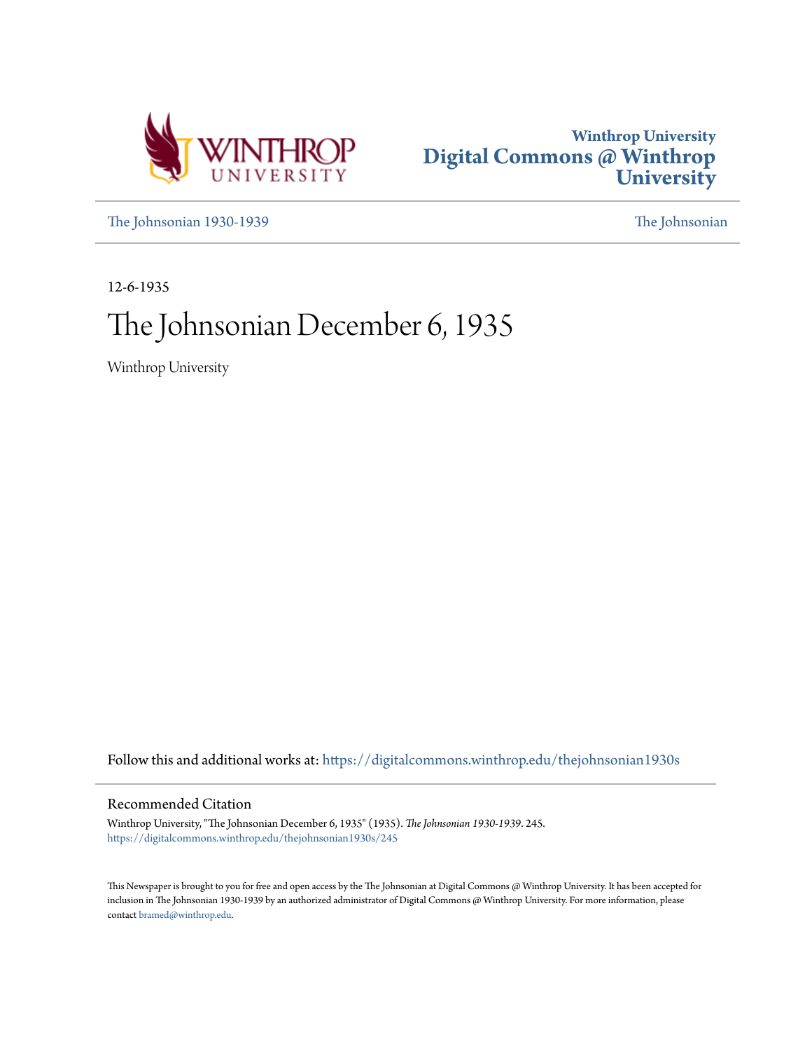Winthrop University
# Digital Commons @ Winthrop University

The Johnsonian 1930-1939 | The Johnsonian

12-6-1935

# The Johnsonian December 6, 1935

Winthrop University

Follow this and additional works at: https://digitalcommons.winthrop.edu/thejohnsonian1930s

## Recommended Citation

Winthrop University, "The Johnsonian December 6, 1935" (1935). *The Johnsonian 1930-1939*. 245.
https://digitalcommons.winthrop.edu/thejohnsonian1930s/245

This Newspaper is brought to you for free and open access by the The Johnsonian at Digital Commons @ Winthrop University. It has been accepted for inclusion in The Johnsonian 1930-1939 by an authorized administrator of Digital Commons @ Winthrop University. For more information, please contact bramed@winthrop.edu.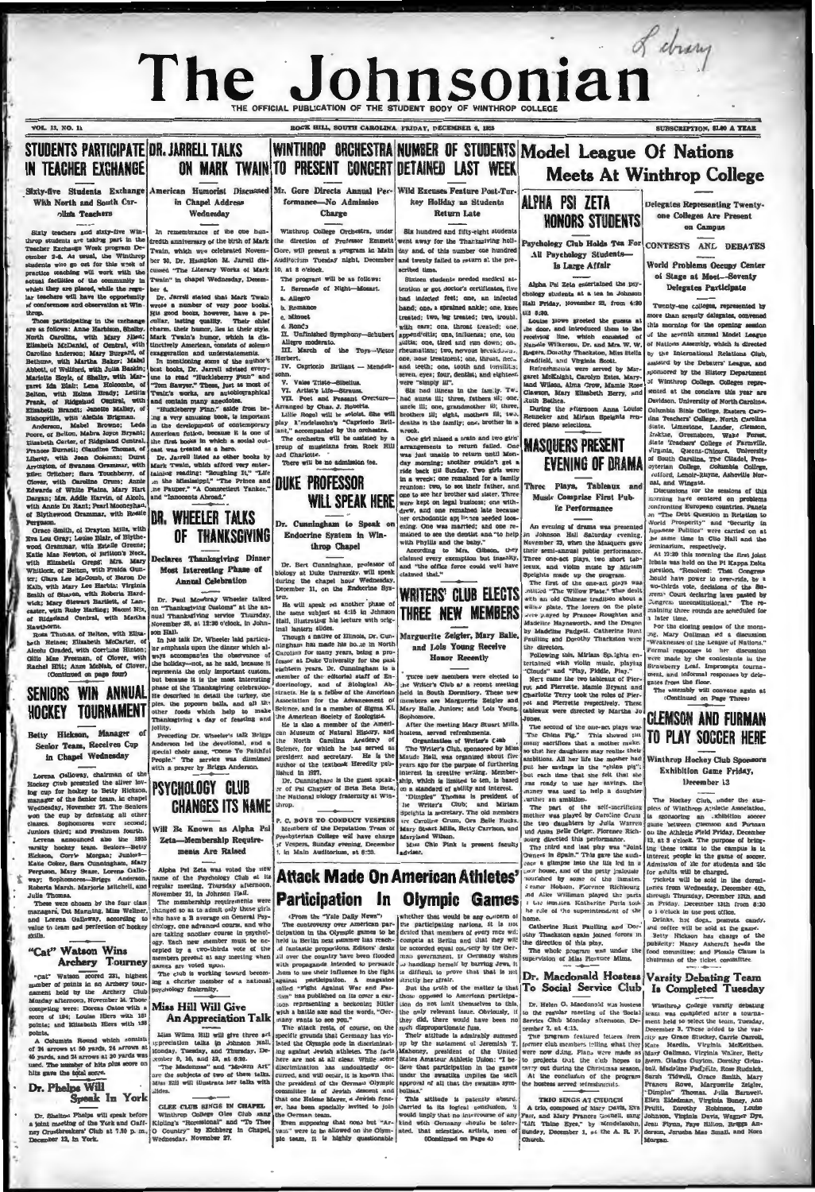# The Johnsonian

THE OFFICIAL PUBLICATION OF THE STUDENT BODY OF WINTHROP COLLEGE

VOL. 13, NO. 11 — ROCK HILL, SOUTH CAROLINA, FRIDAY, DECEMBER 6, 1935 — SUBSCRIPTION, $1.00 A YEAR

## STUDENTS PARTICIPATE IN TEACHER EXCHANGE

### Sixty-five Students Exchange With North and South Carolina Teachers

Sixty teachers and sixty-five Winthrop students are taking part in the Teacher Exchange Week program December 2-6. As usual, the Winthrop students who go out for this week of practice teaching will work with the actual facilities of the community in which they are placed, while the regular teachers will have the opportunity of conferences and observation at Winthrop.

Those participating in the exchange are as follows: Anne Harbison, Shelby, North Carolina, with Mary Hines; Elizabeth McDaniel, of Central, with Caroline Anderson; Mary Burgard, of Bethune, with Martha Baker; Mabel Abbott, of Walford, with Julia Baskin; Marietta Boyle, of Shelby, with Margaret Ida Blair; Lena Holcombe, of Belton, with Helma Brady; Letitia Frank, of Ridgeland Central, with Elizabeth Brandt; Jennette Malloy, of Bishopville, with Alethia Brigman, Anderson, Mabel Browne; Leda Poore, of Belton, Mabra Joyce Bryant; Elizabeth Carter, of Ridgeland Central, Frances Burnett; Claudine Thomas, of Liberty, with Jean Coleman; Durst Arrington, of Swansea Grammar, with Miss Critcher; Sara Tounberry, of Clover, with Caroline Cruse; Annie Edwards of White Plains, Mary Hart Darrah; Mrs. Addie Harvin, of Alcolu, with Annie Du Rant; Pearl Mooneyham, of Blythewood Grammar, with Rosalie Ferguson.

Grace Smith, of Drayton Mills, with Eva Lou Gray; Louise Blair, of Blythewood Grammar, with Estelle Greene; Katie Mae Newton, of Britton's Neck, with Elizabeth Gregg; Mrs. Mary Whitlock, of Belton, with Freida Gunter; Clara Lee McGoogan, of Baron De Kalb, with Mary Lee Harbin; Virginia Smith of Sharon, with Roberta Hardwick; Mary Stewart Bartlett, of Lancaster, with Ruby Hartley; Naomi Nix, of Ridgeland Central, with Martha Hawthorne.

Rosa Thomas, of Belton, with Elizabeth Heinze; Elizabeth McCarter, of Alcolu Graded, with Corrinne Hinton; Ollie Mae Freeman, of Clover, with Rachel Hill; Anne McNab, of Clover,

(Continued on page four)

## DR. JARRELL TALKS ON MARK TWAIN

### American Humorist Discussed in Chapel Address Wednesday

In remembrance of the one hundredth anniversary of the birth of Mark Twain, which was celebrated November 30, Dr. Hampton M. Jarrell discussed "The Literary Works of Mark Twain" in chapel Wednesday, December 4.

Dr. Jarrell stated that Mark Twain wrote a number of very poor books. His good books, however, have a peculiar, lasting quality. Their chief charm, their humor, lies in their style. Mark Twain's humor, which is distinctively American, consists of solemn exaggeration and understatements.

In mentioning some of the author's best books, Dr. Jarrell advised everyone to read "Huckleberry Finn" and "Tom Sawyer." These, just as most of Twain's works, are autobiographical and contain many anecdotes.

"Huckleberry Finn," aside from being a very amusing book, is important in the development of contemporary American fiction, because it is one of the first books in which a social outcast was treated as a hero.

Dr. Jarrell listed as other books by Mark Twain, which afford very entertaining reading: "Roughing It," "Life on the Mississippi," "The Prince and the Pauper," "A Connecticut Yankee," and "Innocents Abroad."

## DR. WHEELER TALKS OF THANKSGIVING

### Declares Thanksgiving Dinner Most Interesting Phase of Annual Celebration

Dr. Paul Mowbray Wheeler talked on "Thanksgiving Customs" at the annual Thanksgiving service Thursday, November 28, at 12:30 o'clock, in Johnson Hall.

In his talk Dr. Wheeler laid particular emphasis upon the dinner which always accompanies the observance of the holiday—not, as he said, because it represents the only important custom, but because it is the most interesting phase of the Thanksgiving celebration. He described in detail the turkey, the pies, the popcorn balls, and all the other foods which help to make Thanksgiving a day of feasting and jollity.

Preceding Dr. Wheeler's talk Briggs Anderson led the devotional, and a special choir sang, "Come Ye Faithful People." The service was dismissed with a prayer by Briggs Anderson.

## SENIORS WIN ANNUAL HOCKEY TOURNAMENT

### Betty Hickson, Manager of Senior Team, Receives Cup in Chapel Wednesday

Lorena Galloway, chairman of the Hockey Club presented the silver loving cup for hockey to Betty Hickson, manager of the Senior team, in chapel Wednesday, November 27. The Seniors won the cup by defeating all other classes. Sophomores were second; Juniors third; and Freshmen fourth. Lorena announced also the 1935 varsity hockey team. Seniors—Betty Hickson, Carrie Morgan; Juniors—Katie Coker, Sara Cunningham, Mary Ferguson, Mary Sease, Lorena Galloway; Sophomores—Briggs Anderson, Roberta Marsh, Marjorie Mitchell, and Julia Thomas.

These were chosen by the four class managers, Dot Manning, Miss Wallner, and Lorena Galloway, according to value to team and perfection of hockey skills.

## "Cat" Watson Wins Archery Tourney

"Cat" Watson scored 231, highest number of points in an Archery tournament held by the Archery Club Monday afternoon, November 25. Those competing were: Dorcas Cates with a score of 194; Louise Blers with 162 points; and Elizabeth Blers with 138 points.

A Columbia Round which consists of 24 arrows at 50 yards, 24 arrows at 40 yards, and 24 arrows at 30 yards was used. The number of hits plus score on hits gave the total score.

## Dr. Phelps Will Speak In York

Dr. Shelton Phelps will speak before a joint meeting of the York and Cathay Crusheens' Club at 7:30 p. m., December 12, in York.

## WINTHROP ORCHESTRA TO PRESENT CONCERT

### Mr. Gore Directs Annual Performance—No Admission Charge

Winthrop College Orchestra, under the direction of Professor Emmett Gore, will present a program in Main Auditorium Tuesday night, December 10, at 8 o'clock.

The program will be as follows:

I. Serenade of Night—Mozart.
 a. Allegro
 b. Romance
 c. Minuet
 d. Rondo

II. Unfinished Symphony—Schubert Allegro moderato.

III. March of the Toys—Victor Herbert.

IV. Capriccio Brillant — Mendelssohn.

V. Valse Triste—Sibelius.

VI. Artist's Life—Strauss.

VII. Poet and Peasant Overture—Arranged by Chas. J. Roberts.

Lillie Rogol will be soloist. She will play Mendelssohn's "Capriccio Brillant," accompanied by the orchestra.

The orchestra will be assisted by a group of musicians from Rock Hill and Charlotte.

There will be no admission fee.

## DUKE PROFESSOR WILL SPEAK HERE

### Dr. Cunningham to Speak on Endocrine System in Winthrop Chapel

Dr. Bert Cunningham, professor of biology at Duke University, will speak during the chapel hour Wednesday, December 11, on the Endocrine System.

He will speak on another phase of the same subject at 4:15 in Johnson Hall, illustrating his lecture with original lantern slides.

Though a native of Illinois, Dr. Cunningham has made his home in North Carolina for many years, being a professor at Duke University for the past eighteen years. Dr. Cunningham is a member of the editorial staff of Endocrinology, and of Biological Abstracts. He is a fellow of the American Association for the Advancement of Science, and is a member of Sigma Xi, the American Society of Zoologists.

He is also a member of the American Museum of Natural History, and the North Carolina Academy of Science, for which he has served as president and secretary. He is the author of the textbook Heredity published in 1927.

Dr. Cunningham is the guest speaker of Psi Chapter of Beta Beta Beta, the National biology fraternity at Winthrop.

## PSYCHOLOGY CLUB CHANGES ITS NAME

### Will Be Known as Alpha Psi Zeta—Membership Requirements Are Raised

Alpha Psi Zeta was voted the new name of the Psychology Club at its regular meeting, Thursday afternoon, November 21, in Johnson Hall.

The membership requirements were changed so as to admit only those girls who have a B average on General Psychology, one advanced course, and who are taking another course in psychology. Each new member must be accepted by a two-thirds vote of the members present at any meeting when names are voted upon.

The club is working toward becoming a charter member of a national psychology fraternity.

## Miss Hill Will Give An Appreciation Talk

Miss Wilma Hill will give three art appreciation talks in Johnson Hall, Monday, Tuesday, and Thursday, December 9, 10, and 12, at 6:30.

"The Madonnas" and "Modern Art" are the subjects of two of these talks. Miss Hill will illustrate her talks with slides.

GLEE CLUB SINGS IN CHAPEL

Winthrop College Glee Club sang Kipling's "Recessional" and "O Thou O Country" by Eichberg in Chapel, Wednesday, November 27.

## NUMBER OF STUDENTS DETAINED LAST WEEK

### Wild Excuses Feature Post-Turkey Holiday as Students Return Late

Six hundred and fifty-eight students went away for the Thanksgiving holiday and, of this number one hundred and twenty failed to return at the prescribed time.

Sixteen students needed medical attention or got doctor's certificates, five had infected feet; one, an infected hand; one, a sprained ankle; one, knee treated; two, leg treated; two, trouble with ears; one, throat treated; one, appendicitis; one, influenza; one, tonsilitis; one, tired and run down; one, rheumatism; two, nervous breakdowns, one, nose treatment; one, throat, neck and teeth; one, tooth and tonsilitis; seven, eyes; four, dentist; and eighteen were "simply ill".

Six had illness in the family. Twelve had aunts ill; three, fathers ill; one, uncle ill; one, grandmother ill; three, brothers ill; eight, mothers ill; two, deaths in the family; one, brother in a wreck.

One girl missed a train and two girls' arrangements to return failed. One was just unable to return until Monday morning; another couldn't get a ride back till Sunday. Two girls were in a wreck; one remained for a family reunion; two, to see their father, and one to see her brother and sister. Three were kept on legal business; one withdrew, and one remained late because her orthodontic appliance needed loosening. One was married; and one remained to see the dentist and "to help with Phyllis and the baby."

According to Mrs. Gibson, they claimed every exemption but insanity, and "the office force could well have claimed that."

## WRITERS' CLUB ELECTS THREE NEW MEMBERS

### Marguerite Zeigler, Mary Balle, and Lois Young Receive Honor Recently

Three new members were elected to the Writer's Club at a recent meeting held in South Dormitory. These new members are Marguerite Zeigler and Mary Balle, Juniors; and Lois Young, Sophomore.

After the meeting Mary Stuart Mills, hostess, served refreshments.

Organization of Writer's Club

The Writer's Club, sponsored by Miss Maude Hall, was organized about five years ago for the purpose of furthering interest in creative writing. Membership, which is limited to ten, is based on a standard of ability and interest.

"Dimples" Thomas is president of the Writer's Club; and Miriam Speights is secretary. The old members are Caroline Crum, Ora Belle Fuchs, Mary Stuart Mills, Betty Carrison, and Maryland Wilson.

Miss Chic Pink is present faculty adviser.

## Attack Made On American Athletes' Participation In Olympic Games

(From the "Yale Daily News")

The controversy over American participation in the Olympic games to be held in Berlin next summer has reached fantastic proportions. Editors' desks all over the country have been flooded with propaganda intended to persuade them to use their influence in the fight against participation. A magazine called "Fight Against War and Fascism" has published on its cover a cartoon representing a beckoning Hitler with a battle axe and the words, "Germany wants to see you."

The attack rests, of course, on the specific grounds that Germany has violated the Olympic code in discriminating against Jewish athletes. The facts here are not at all clear. While some discrimination has undoubtedly occurred, and will occur, it is known that the president of the German Olympic committee is of Jewish descent and that one Helene Mayer, a Jewish fencer, has been specially invited to join the German team.

Even supposing that some but not all Jews are to be allowed on the Olympic team, it is highly questionable whether that would be any concern of the participating nations. It is not denied that members of every race will compete at Berlin and that they will be accorded equal courtesy by the German government. If Germany wishes to handicap herself by barring Jews, it is difficult to prove that that is not strictly her affair.

But the truth of the matter is that those opposed to American participation do not limit themselves to this, the only relevant issue. Obviously, if they did, there would have been no such disproportionate fuss.

Their attitude is admirably summed up by the statement of Jeremiah T. Mahoney, president of the United States Amateur Athletic Union: "I believe that participation in the games under the swastika implies the tacit approval of all that the swastika symbolizes."

This attitude is patently absurd. Carried to its logical conclusion, it would imply that no intercourse of any kind with Germany should be tolerated, that scientists, artists, men of

(Continued on Page 4)

## Model League Of Nations Meets At Winthrop College

### Delegates Representing Twenty-one Colleges Are Present on Campus

#### CONTESTS AND DEBATES

#### World Problems Occupy Center of Stage at Meet—Seventy Delegates Participate

Twenty-one colleges, represented by more than seventy delegates, convened this morning for the opening session of the seventh annual Model League of Nations Assembly, which is directed by the International Relations Club, assisted by the Debaters' League, and sponsored by the History Department of Winthrop College. Colleges represented at the conclave this year are Davidson, University of North Carolina, Columbia State College, Eastern Carolina Teachers' College, North Carolina State, Limestone, Lander, Clemson, Erskine, Greensboro, Wake Forest, State Teachers College of Farmville, Virginia, Queens-Chicora, University of South Carolina, The Citadel, Presbyterian College, Columbia College, Guilford, Lenoir-Rhyne, Asheville Normal, and Wingate.

Discussions for the sessions of this morning have centered on problems confronting European countries. Panels on "The Debt Question in Relation to World Prosperity" and "Security in Japanese Politics" were carried on at the same time in Clio Hall and the Seminarium, respectively.

At 11:30 this morning the first joint debate was held on the Pi Kappa Delta question, "Resolved: That Congress should have power to over-ride, by a two-thirds vote, decisions of the Supreme Court declaring laws passed by Congress unconstitutional." The remaining three rounds are scheduled for a later time.

For the closing session of the morning, Mary Gallman led a discussion "Weaknesses of the League of Nations." Formal responses to her discussion were made by the contestants in the Strawberry Leaf. Impromptu tournament, and informal responses by delegates from the floor.

The assembly will convene again at

(Continued on Page Three)

## ALPHA PSI ZETA HONORS STUDENTS

### Psychology Club Holds Tea For All Psychology Students—Is Large Affair

Alpha Psi Zeta entertained the psychology students at a tea in Johnson Hall Friday, November 22, from 4:30 till 6:30.

Louise Rowe greeted the guests at the door, and introduced them to the receiving line, which consisted of Natalie Wilkerson, Dr. and Mrs. W. W. Rogers, Dorothy Thackston, Miss Stella Bradfield, and Virginia Scott.

Refreshments were served by Margaret McKnight, Carolyn Bates, Maryland Wilson, Alma Crow, Mamie Rose Clawson, Mary Elizabeth Berry, and Ruth Bethea.

During the afternoon Anna Louise Reinecker and Miriam Speights rendered piano selections.

## MASQUERS PRESENT EVENING OF DRAMA

### Three Plays, Tableaux and Music Comprise First Public Performance

An evening of drama was presented in Johnson Hall Saturday evening, November 23, when the Masquers gave their semi-annual public performance. Three one-act plays, two short tableaux, and violin music by Miriam Speights made up the program.

The first of the one-act plays was entitled "The Willow Plate." The drama, built on an old Chinese tradition about a willow plate. The lovers on the plate were played by Frances Roughton and Madeline Mangsworth, and the Dragon by Madeline Padgett. Catherine Hunt Paulling and Dorothy Thackston were the directors.

Following this, Miriam Speights entertained with violin music, playing "Clouds" and "Play, Fiddle, Play."

Next came the two tableaux of Pierrot and Pierrette. Mamie Bryant and Charlotte Terry took the roles of Pierrot and Pierrette respectively. These tableaux were directed by Martha Jo Jones.

The second of the one-act plays was "The China Pig." This showed the many sacrifices that a mother makes so that her daughters may realize their ambitions. All her life the mother had put her savings in the "china pig"; but each time that she felt that she was ready to use her savings, the money was used to help a daughter further an ambition.

The part of the self-sacrificing mother was played by Caroline Crum and the two daughters by Julia Warren and Anna Belle Geiger. Florence Richbourg directed this performance.

The third and last play was "Joint Owners in Spain." This gave the audience a glimpse into the life led in a poor house, and of the petty jealousies nourished by some of the inmates. Gwen Hobson, Florence Richbourg, and Alice Williman played the parts of the inmates. Katherine Parts took the role of the superintendent of the home.

Catherine Hunt Paulling and Dorothy Thackston again joined forces in the direction of this play.

The whole program was under the supervision of Miss Florence Mims.

## Dr. Macdonald Hostess To Social Service Club

Dr. Helen G. Macdonald was hostess to the regular meeting of the Social Service Club Monday afternoon, December 2, at 4:15.

The program featured letters from former club members telling what they were now doing. Plans were made as to projects that the club hopes to carry out during the Christmas season. At the conclusion of the program the hostess served refreshments.

TRIO SINGS AT CHURCH

A trio, composed of Mary Davis, Eva Fair, and Mary Frances Gosnell, sang "Lift Thine Eyes," by Mendelssohn, Sunday, December 1, at the A. R. P. Church.

## CLEMSON AND FURMAN TO PLAY SOCCER HERE

### Winthrop Hockey Club Sponsors Exhibition Game Friday, December 13

The Hockey Club, under the auspices of Winthrop Athletic Association, is sponsoring an exhibition soccer game between Clemson and Furman on the Athletic Field Friday, December 13, at 3 o'clock. The purpose of bringing these teams to the campus is to interest people in the game of soccer. Admission of 10c for students and 25c for adults will be charged.

Tickets will be sold in the dormitories from Wednesday, December 11th, through Thursday, December 12th, and on Friday, December 13th from 8:30 to 3 o'clock in the post office.

Drinks, hot dogs, peanuts, candy, and coffee will be sold at the game.

Betty Hickson has charge of the publicity; Nancy Ashcroft heads the food committee; and Flossie Claus is chairman of the ticket committee.

## Varsity Debating Team Is Completed Tuesday

Winthrop College varsity debating team was completed after a tournament held to select the team, Tuesday, December 3. Those added to the varsity are Grace Stuckey, Carrie Carroll, Kate Hardin, Virginia McKeithen, Mary Gallman, Virginia Walker, Betty Bern, Gladys Guyton, Dorothy Grimball, Madeline Padgett, Rose Rudnick, Sarah Tidwell, Grace Smith, Mary Frances Rowe, Marguerite Zeigler, "Dimples" Thomas, Julia Barnwell, Ellen Edelman, Virginia Davey, Ann Pruitt, Dorothy Robinson, Louise Johnson, Virginia Davis, Wagner Dye, Jean Flynn, Faye Hilton, Briggs Anderson, Jerusha Mae Small, and Nora Morgan.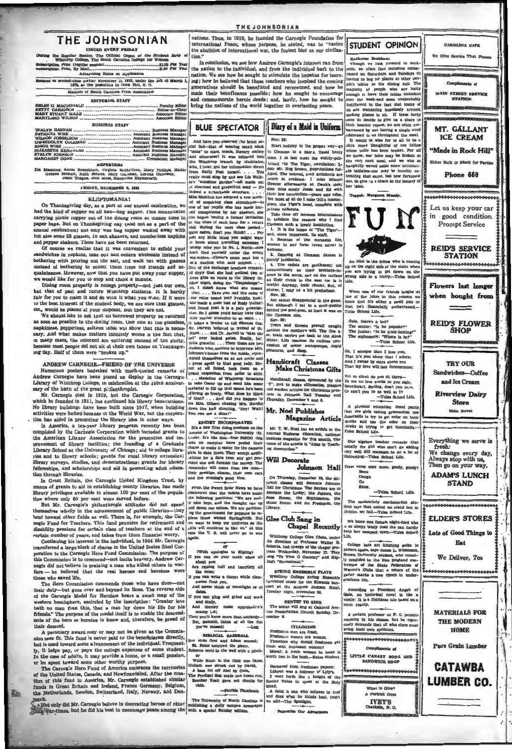# THE JOHNSONIAN

ISSUED EVERY FRIDAY

During the Regular Session The Official Organ of the Student Body of Winthrop College, The South Carolina College for Women

Subscription Price (regular session) .......... $1.00 Per Year
Subscription Price, By Mail .......... $1.50 Per Year

Advertising Rates on Application

Entered as second-class matter November 21, 1923, under the Act of March 3, 1879, at the postoffice in Rock Hill, S. C.

Member of South Carolina Press Association

## EDITORIAL STAFF

HELEN G. MACDONALD .......... Faculty Editor
BETTY CARRISON .......... Editor-in-Chief
MARY STUART MILLS .......... Associate Editor
MARYLAND WILSON .......... Associate Editor

## BUSINESS STAFF

EVALYN HANNAH .......... Business Manager
PATRICIA WISE .......... Assistant Business Manager
WILSON JOSSELSON .......... Assistant Business Manager
GWENDOLYN COLEMAN .......... Assistant Business Manager
BIRGE WISE .......... Assistant Business Manager
ELIZABETH KERNELLS .......... Assistant Business Manager
EVELYN JOHNSON .......... Assistant Business Manager
MARGARET CONE .......... Circulation Manager

## REPORTERS

Dot Manning, Annie Rosenblum, Virginia McKeithen, Mary Phillips, Hattie Greene Stewart, Ruth Bethea, Mary Gwynne, Lorena Galloway, Jessie Teague, Jean Moss, Rosenelle Haynsworth

FRIDAY, DECEMBER 6, 1935

## KLEPTOMANIA?

On Thanksgiving day, as a part of our annual celebration, we had the kind of supper we all like—bag supper. This necessitated carrying picnic supper out of the dining room at dinner time in paper bags. But on Thanksgiving day (and not as a part of the annual celebration) not only was bag supper walked away with but also some 25 glasses, 10 salt shakers, and numberless napkins and pepper shakers. These have not been returned.

Of course we realize that it was convenient to enfold your sandwiches in napkins, take out salt cellars wholesale instead of bothering with pouring out the salt, and walk out with glasses instead of bothering to collect them from old friends and acquaintances. However, now that you have put away your supper, we would like for you to stop and think a minute.

Dining room property is college property—not just our own, but that of past and future Winthrop students. It is hardly fair for you to claim it and do with it what you wish. If it were to the best interest of the student body, we are sure that glasses, etc., would be placed at your disposal. But they are not.

We should like to ask that all borrowed property be returned as soon as possible to the dining room. One look at the glassless, napkinless, pepperless, saltless table will show that this is necessary. And what makes matters infinitely worse is the fact that, in many cases, the innocent are suffering instead of the guilty, because most people did not sit at their own tables on Thanksgiving day. Half of them were "broken up."

## ANDREW CARNEGIE—FRIEND OF THE UNIVERSE

Numerous posters bedecked with much-quoted remarks of Andrew Carnegie have been placed on display in the Carnegie Library of Winthrop College, in celebration of the 100th anniversary of the birth of the great philanthropist.

Mr. Carnegie died in 1919, but the Carnegie Corporation, which he founded in 1911, has continued his library benefactions. No library buildings have been built since 1917, when building activities were halted because of the World War, but the corporation has aided in promoting the library idea in other ways.

In America, a ten-year library program recently has been completed by the Carnegie Corporation which included grants to the American Library Association for the promotion and improvement of library facilities; the founding of a Graduate Library School at the University of Chicago; aid to college libraries and to library schools; grants for rural library extension; library surveys, studies, and demonstrations; grants for library fellowships, and scholarships and aid in promoting adult education through libraries.

In Great Britain, the Carnegie United Kingdom Trust, by means of grants to aid in establishing county libraries, has made library privileges available to almost 100 per cent of the population where only 60 per cent were served before.

But Mr. Carnegie's philanthropic attitude did not spend themselves wholly in the advancement of public libraries—they bent toward other fields as well. There is, for example, the Carnegie Fund for Teachers. This fund provides for retirement and disability pensions for certain class of teachers at the end of a certain number of years, and takes from them financial worry.

Continuing his interest in the individual, in 1904 Mr. Carnegie transferred a large block of shares in the United States Steel Corporation to the Carnegie Hero Fund Commission. The purpose of this Commission is to commend—not incite bravery. Andrew Carnegie did not believe in praising a man who killed others in warfare — he believed that the real heroes and heroines were those who saved life.

The Hero Commission commends those who have done—not their duty—but gone over and beyond its lines. The reverse side of the Carnegie Medal for Heroism bears a small map of the western hemisphere, encircled by the inscription: "Greater love hath no man than this, that a man lay down his life for his friends." The purpose of the medal itself is to enable the descendants of the hero or heroine to know and, therefore, be proud of their descent.

A pecuniary award may or may not be given as the Commission sees fit. This fund is never paid to the beneficiaries directly, but is used toward some advancement of the individual. Frequently, it helps pay, or pays the college expenses of some student. In the case of adults, it may provide a home, or a small pension, or be spent toward some other worthy purpose.

The Carnegie Hero Fund of America embraces the territories of the United States, Canada, and Newfoundland. After the creation of this fund in America, Mr. Carnegie established similar funds in Great Britain and Ireland, France Germany, Belgium, the Netherlands, Sweden, Switzerland, Italy, Norway, and Denmark.

Not only did Mr. Carnegie believe in decorating heroes of other than war-times, but he did his best to encourage peace among the nations. Thus, in 1910, he founded the Carnegie Foundation for International Peace, whose purpose, he stated, was to "hasten the abolition of international war, the foulest blot on our civilization."

In conclusion, we see how Andrew Carnegie's interest ran from the nation to the individual, and from the individual back to the nation. We see how he sought to stimulate the impetus for learning; how he believed that those teachers who inspired the coming generations should be benefitted and reverenced, and how he made their beneficence possible; how he sought to encourage and commemorate heroic deeds; and, lastly, how he sought to bring the nations of the world together in everlasting peace.

## BLUE SPECTATOR

And have you observed the latest social fad—that of wearing small black "cans" to class, meals, literary society and otherwise? It was initiated into the Winthrop branch by Madeleine, who, I hear, got her information direct from Emily Post herself. . . . You really must stop by and see Liz Walker's "sunshine garden"—all made out of charcoal and grapefruit seed — it's indeed a remarkable structure. . . . Miss Malcolm has adopted a new method of acquiring class attendance—to one of her pupils who has made herself conspicuous by her absence, she has begun issuing a formal invitation at the close of each hour for a return visit during the next class period—quite naive, don't you think? . . . For just any little thing you might want to know about travelling salesmen I hereby refer you to No. 1, North—now don't find yourself under the wrong impression—Oliver's uncle and her's took dealing with said subject. . . . One of the exchange teachers remarked dryly that she had noticed two or three girls en route to the library the other night, doing the "Umpadooga"—so, I didn't know what she meant either. . . . Have you had the color of your voice tested yet? Franklin Institute made a color test of Rudy Vallee's and found that it is a pale greenish-blue. So I guess you'd better have that little matter attended to at once. . . . It takes a Senior to tell Slocum that Mr. Darwin believed in revival of the fittest. . . . and Dr. Jarrell to "skin the cat" over locked gates. Really, he's quite graceful. . . . Then there are two students who, anxious to interview Mrs. Johnson's house from the inside, represented themselves as an art critic and a press agent to that good lady. Strange to say, it all worked, took them on a grand inspection from cellar to attic. . . . Madeline of Winthrop threatens to take Oscar up and send him sweet material to fill up that space he's been offering so freely. What does he think of that? . . . And did you happen to see Mrs. Gibson chasing Mrs. Hardin down the hall shouting, "Hey! Wait! You owe me a dime!"

### ESCORT INCORPORATED

It's a new firm doing business on the campus of Washington University (St. Louis). It's like this—four SMOC (big men on campus) have posted their charge to make it easier for the campus girls to date them. They accept applications for a date from any girl provided she will furnish the money. The remainder will come from the men—their prestige, charm, their own cars and the evening's good time.

From the Sweet Briar News we have discovered that the cadets have made the following petitions: "We are really nice boys, and the thought ran up and down our spines. We are petitioning the government for popguns to replace these wicked Springfields. But we want to keep our uniforms so the girls will continue to like us." At this rate the U. S. will never go to war again.

### IF

(With apologies to Kipling)

If you can do your math when all about you
Are raising hell and tempting all the same;
If you can write a theme while classmates flout you,
And never think of moonlight or of dates.
If you can plug and grind and work and study,
And thereby make appropriations scanty 1.4;
Then you'll know more than anybody—
But, gosh, think of all the fun you've missed!
—Log.

### BIBLICAL BASEBALL

Eve stole first and Adam second;
St. Peter umpired the game,
Rebecca went to the well with a pitcher
Walter Ruth in the field won fame.
Goliath was struck out by David,
A base hit off Abel by Cain,
The Prodigal Son made one home run,
Brother Noah gave out checks for rain.
—Florida Flambeau.

The University of North Carolina is publishing a daily campus newspaper with a special Sunday edition.

## Diary of a Maid in Uniform

Nov. 28:

Start holiday in the proper way—go to Clemson to a dance. Usual lovely time. I at last meet the widely-publicized (by The Tiger, circulation: 2,000; Mr. Hog Brown, Expectations fulfilled. The beloved, and architects are much in evidence. I miss Minnie Greene effervescing at Dan's side; also miss sorely Jessie and Ed with their low metabolism—peace and calm. Yet most of all do I miss Gill's masterpiece, the Tiger's head, complete with private sidecars.

Take time off between intermissions to tabulate the reasons why I find Clemson such a lovely institution.

1. It is the home of "The Tiger"—and, more important, its staff.
2. Because of the monastic life, woman in any form (even mine) is welcome.
3. Dancing at Clemson dances is purely incidental.
4. The cadets are gentlemen; not ostentatiously as their brothers-in-arms to the north, not on the surface as their rivals to the east (or is it north? Anyway, their rivals). But, of course, I may be a bit prejudiced.

Nov. 29:

Am rather disappointed in the game. But although I sat in a mud-puddle behind the goal-post, at least it was on the Clemson side.

Nov. 30:

Tears and threats prevail naught against the mother's will. The five a. m. train carries me back to the Alma Mater. Life resumes its endless procession of minor annoyances, tepid pleasures, and sleep.

## Handicraft Classes Make Christmas Gifts

Handicraft classes, sponsored by the "Y", met to make silhouettes, plaques and wooden articles for Christmas presents in Johnson Hall Tuesday and Thursday, December 3 and 5.

## Mr. Noel Publishes Magazine Article

Mr. T. W. Noel has an article in the Journal Business Education, national business magazine for this month. The name of the article is "Aims in Teaching Accounting."

## Will Decorate Johnson Hall

On Thursday, December 12, the different classes will decorate Johnson Hall for Christmas. The Seniors are to decorate the Lobby; the Juniors, the Rose Room; the Sophomores, the Music Room; and the Freshmen, the Library.

## Glee Club Sang in Chapel Recently

Winthrop College Glee Clubs, under the direction of Professor Walter B. Roberts, had charge of the chapel program Wednesday, November 27. They sang "To Thee O Country" and Kipling's "Recessional."

### STRING ENSEMBLE PLAYS

Winthrop College String Ensemble furnished music for the Kiwanis banquet at the Andrew Jackson Hotel, Tuesday night, November 26.

### SEXTET TO SING

The sextet will sing at Oakland Avenue Presbyterian Church Sunday, December 8.

### SYLLOGISM

Freshman men are fresh.
Freshman women are women.
Therefore why should freshmen get fresh with freshman women?
Moral: A fresh woman in hand is worth two in the bush.—Bates Student.

Garnered from freshman papers:
Lilliput was a follower of Lyly's.
I went forth like a knight of the Round Table in quest of the Holy Grail.
A deist is one who believes in God and does what he thinks best. Don't we all?—The Spotlight.

Patronize Our Advertisers

## STUDENT OPINION

Katherine Brabham:

Though we look forward to weekends, we often find ourselves embarrassed on Saturdays and Sundays by having to beg for places at other people's tables in the dining hall. The majority of people who are lucky enough to have their tables unbroken over the week-end seem unspeakably indifferent to the fact that many of us are wandering hopelessly around, seeking places to sit. If these lucky ones do decide to give us a share in their bounteous repast, we are often embarrassed by not having a single word addressed to us throughout the meal.

It would be wise for us all to be a little more thoughtful of the fellow whose table has been broken. For all we know, our table may be broken at the very next meal, and we who so haughtily were aside some unfortunate tableless-one may be humbly entreating that same, but now fortunate one, to give us a share in the bounty of her table.

Tagged: Margaret Moseley.

## FUN

An idiot is the fellow who is coming up on the right side of the stairs when you are trying to get down on the wrong side in a hurry.—Tulsa School Life.

When one of our friends laughs at one of the jokes in this column we know that it's either a swell joke or that he's financially embarrassed.—Tulsa School Life.

Gals, there's a boy!
The senior: "Is he popular?"
The junior: "Is he good-looking?"
The sophomore: "Where is he?"
—Tulsa School Life.

Oh, I whisper that I love you,
That it's you alone that I adore;
And I swear by stars above you
That my love will last forevermore:

Yet so silent do you sit there—
To me no love words do you sigh;
Sweetheart, darling, don't you care,
Or can't you lie as well as I?
—Tulsa School Life.

A physical education fiend paints that the girls taking gymnasium use dumbbells to try to get color on their cheeks and use the color on their cheeks in trying to get dumbbells.—Tulsa School Life.

Our algebra teacher remarks that usually the girl who can't do adding very well still manages to do a lot of distracting.—Tulsa School Life.

Free verse once more, goody, goody!
Beau
Dough
Go
Show.
—Tulsa School Life.

The melancholy mathematics student says that united we stand but in division we fall.—Tulsa School Life.

We know one female night-bird who is so sleepy lately that she can hardly keep her compact open.—Tulsa School Life.

College lads are hitching socks to garters again, says James L. Whitcomb, Brown University student, who recently confided to the New England conference of the State Federation of Women's Clubs that a return of the garter marks a new epoch in undergraduate life.

According to President Angell of Yale, an historical novel is like a bustle: It is a fictitious tale based on a stern reality.

A certain professor at P. C. permits smoking in his classes, but he vigorously demands that all who chew must bring their own spittoons.

CAROLINA CAFE

We Give Service That Pleases

Compliments of

MAIN STREET SERVICE STATION

MT. GALLANT ICE CREAM

"Made in Rock Hill"

Either Bulk or Block for Parties

Phone 660

Let us keep your car in good condition. Prompt Service

REID'S SERVICE STATION

Flowers last longer when bought from

REID'S FLOWER SHOP

TRY OUR Sandwiches—Coffee and Ice Cream

Riverview Dairy Store

Main Street

Everything we serve is fresh;
We change every day,
Always stop with us,
Then go on your way.

ADAM'S LUNCH STAND

ELDER'S STORES

Lots of Good Things to Eat

We Deliver, Too

Compliments of

LITTLE CANARY SODA AND SANDWICH SHOP

What to Give?
A Portrait from
IVEY'S
Charlotte, N. C.

MATERIALS FOR THE MODERN HOME

Pure Grain Lumber

CATAWBA LUMBER CO.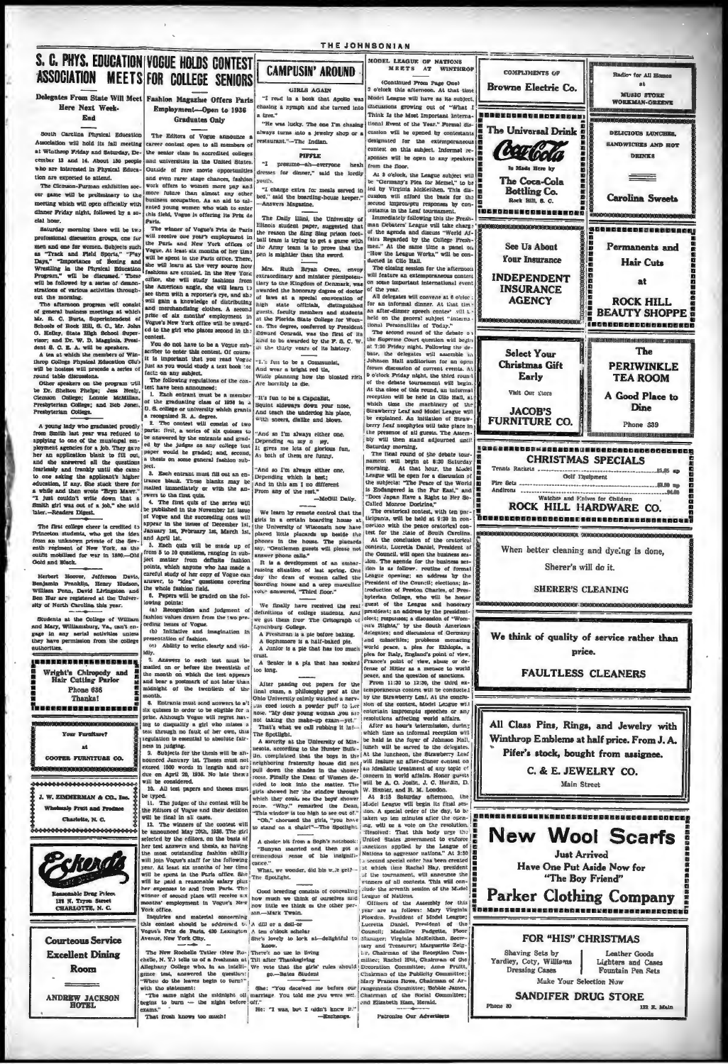# S. C. PHYS. EDUCATION ASSOCIATION MEETS

## Delegates From State Will Meet Here Next Week-End

South Carolina Physical Education Association will hold its fall meeting at Winthrop Friday and Saturday, December 13 and 14. About 150 people who are interested in Physical Education are expected to attend.

The Clemson-Furman exhibition soccer game will be preliminary to the meeting which will open officially with dinner Friday night, followed by a social hour.

Saturday morning there will be two professional discussion groups, one for men and one for women. Subjects such as "Track and Field Sports," "Play Days," "Importance of Boxing and Wrestling in the Physical Education Program," will be discussed. These will be followed by a series of demonstrations of various activities throughout the morning.

The afternoon program will consist of general business meetings at which Mr. R. C. Burts, Superintendent of Schools of Rock Hill, S. C., Mr. John G. Kelley, State High School Supervisor; and Dr. W. D. Magginis, President of S. C. E. A. will be speakers.

A tea at which the members of Winthrop College Physical Education Club will be hostess will precede a series of round table discussions.

Other speakers on the program will be Dr. Shelton Phelps; Jess Neely, Clemson College; Lonnie McMillan, Presbyterian College; and Bob Jones, Presbyterian College.

A young lady who graduated proudly from Smith last year was reduced to applying to one of the municipal employment agencies for a job. They gave her an application blank to fill out, and she answered all the questions fearlessly and frankly until she came to one asking the applicant's higher education, if any. She stuck there for a while and then wrote "Bryn Mawr." "I just couldn't write down that a Smith girl was out of a job," she said later.—Readers Digest.

The first college cheer is credited to Princeton students, who got the idea from an unknown private of the Seventh regiment of New York, as the outfit mobilized for war in 1860.—Old Gold and Black.

Herbert Hoover, Jefferson Davis, Benjamin Franklin, Henry Hudson, William Penn, David Livingston and Ben Hur are registered at the University of North Carolina this year.

Students at the College of William and Mary, Williamsburg, Va., can't engage in any aerial activities unless they have permission from the college authorities.

---

**Wright's Chiropody and Hair Cutting Parlor**
Phone 636
Thanks!

---

Your Furniture?
at
**COOPER FURNITURE CO.**

---

**J. W. ZIMMERMAN & CO., Inc.**
Wholesale Fruit and Produce
Charlotte, N. C.

---

**Eckerd's**
Reasonable Drug Prices
125 N. Tryon Street
CHARLOTTE, N. C.

---

**Courteous Service**
**Excellent Dining Room**
**ANDREW JACKSON HOTEL**

---

# VOGUE HOLDS CONTEST FOR COLLEGE SENIORS

## Fashion Magazine Offers Paris Employment—Open to 1936 Graduates Only

The Editors of Vogue announce a career contest open to all members of the senior class in accredited colleges and universities in the United States. Outside of rare movie opportunities and even rarer stage chances, fashion work offers to women more pay and more future than almost any other business occupation. As an aid to talented young women who wish to enter this field, Vogue is offering its Prix de Paris.

The winner of Vogue's Prix de Paris will receive one year's employment in the Paris and New York offices of Vogue. At least six months of her time will be spent in the Paris office. There, she will learn at the very source how fashions are created. In the New York office, she will study fashions from the American angle, she will learn to see them with a reporter's eye, and she will gain a knowledge of distributing and merchandising clothes. A second prize of six months' employment in Vogue's New York office will be awarded to the girl who places second in the contest.

You do not have to be a Vogue subscriber to enter this contest. Of course it is important that you read Vogue just as you would study a text book for facts on any subject.

The following regulations of the contest have been announced:

1. Each entrant must be a member of the graduating class of 1936 in a U. S. college or university which grants a recognized B. A. degree.
2. The contest will consist of two parts: first, a series of six quizzes to be answered by the entrants and graded by the judges as any college test paper would be graded; and, second, a thesis on some general fashion subject.
3. Each entrant must fill out an entrance blank. These blanks may be mailed immediately or with the answers to the first quiz.
4. The first quiz of the series will be published in the November 1st issue of Vogue and the succeeding ones will appear in the issues of December 1st, January 1st, February 1st, March 1st and April 1st.
5. Each quiz will be made up of from 5 to 10 questions, ranging in subject matter from definite fashion points, which anyone who has made a careful study of her copy of Vogue can answer, to "idea" questions covering the whole fashion field.
6. Papers will be graded on the following points:
   (a) Recognition and judgment of fashion values drawn from the two preceding issues of Vogue.
   (b) Initiative and imagination in presentation of fashion.
   (c) Ability to write clearly and vividly.
7. Answers to each test must be mailed on or before the twentieth of the month on which the test appears and bear a postmark of not later than midnight of the twentieth of the month.
8. Entrants must send answers to all six quizzes in order to be eligible for a prize. Although Vogue will regret having to disqualify a girl who misses a test through no fault of her own, this regulation is essential to absolute fairness in judging.
9. Subjects for the thesis will be announced January 1st. Theses must not exceed 1500 words in length and are due on April 20, 1936. No late theses will be considered.
10. All test papers and theses must be typed.
11. The judges of the contest will be the Editors of Vogue and their decision will be final in all cases.
12. The winners of the contest will be announced May 20th, 1936. The girl selected by the editors, on the basis of her test answers and thesis, as having the most outstanding fashion ability will join Vogue's staff for the following year. At least six months of her time will be spent in the Paris office. She will be paid a reasonable salary plus her expenses to and from Paris. The winner of second place will receive six months' employment in Vogue's New York office.

Inquiries and material concerning this contest should be addressed to Vogue's Prix de Paris, 420 Lexington Avenue, New York City.

The New Rochelle Tatler (New Rochelle, N. Y.) tells us of a freshman at Allegheny College who, in an intelligence test, answered the question: "When do the leaves begin to turn?" with the statement:

"The same night the midnight oil begins to burn — the night before exams."

That fresh knows too much!

---

# CAMPUSIN' AROUND

### GIRLS AGAIN

"I read in a book that Apollo was chasing a nymph and she turned into a tree."

"He was lucky. The one I'm chasing always turns into a jewelry shop or a restaurant."—The Indian.

### PIFFLE

"I presume—ah—everyone heah dresses for dinner," said the lordly youth.

"I charge extra for meals served in bed," said the boarding-house keeper."—Answers Magazine.

The Daily Illini, the University of Illinois student paper, suggested that the reason the Sing Sing prison football team is trying to get a game with the Army team is to prove that the pen is mightier than the sword.

Mrs. Ruth Bryan Owen, envoy extraordinary and minister plenipotentiary to the Kingdom of Denmark, was awarded the honorary degree of doctor of laws at a special convocation of high state officials, distinguished guests, faculty members and students at the Florida State College for Women. The degree, conferred by President Edward Conradi, was the first of its kind to be awarded by the F. S. C. W. in the thirty years of its history.

"It's fun to be a Communist,
And wear a bright red tie,
While planning how the bloated rich
Are horribly to die.

"It's fun to be a Capitalist,
Squint sideways down your nose,
And teach the underdog his place,
With sneers, dislike and blows.

"And so I'm always either one,
Depending on my day,
It gives me lots of glorious fun,
As both of them are funny.

"And so I'm always either one,
Depending which is best;
And in this am I no different
From any of the rest."
—McGill Daily.

We learn by remote control that the girls in a certain boarding house at the University of Wisconsin now have placed little placards up beside the phones in the house. The placards say, "Gentlemen guests will please not answer phone calls."

It is a development of an embarrassing situation of last spring. One day the dean of women called the boarding house and a deep masculine voice answered, "Third floor."

We finally have received the real definitions of college students. And we got them from The Critograph of Lynchburg College.

A Freshman is a pie before baking.
A Sophomore is a half-baked pie.
A Junior is a pie that has too much crust.
A Senior is a pie that has soaked too long.

After passing out papers for the final exam, a philosophy prof at the Ohio University calmly watched a nervous coed touch a powder puff to her nose. "My dear young woman you are not taking the make-up exam—yet."

That's what we call rubbing it in!—The Spotlight.

A sorority at the University of Minnesota, according to the Hunter Bulletin, complained that the boys in the neighboring fraternity house did not pull down the shades in the shower room. Finally the Dean of Women decided to look into the matter. The girls showed her the window through which they could see the boys' shower room. "Why," remarked the Dean, "this window is too high to see out of." "Oh," chorused the girls, "you have to stand on a chair!"—The Spotlight.

A choice bit from a Soph's notebook: "Bunyan married and then got a tremendous sense of his insignificance."

What, we wonder, did his wife get?—The Spotlight.

Good breeding consists of concealing how much we think of ourselves and how little we think of the other person.—Mark Twain.

A dill or a doll-or
A ten o'clock scholar
She's lovely to look at—delightful to know.
There's no use in living
Till after Thanksgiving
We vote that the girls' rules should go.—Bates Student

She: "You deceived me before our marriage. You told me you were well off."
He: "I was, but I didn't know it."
—Exchange.

---

# MODEL LEAGUE OF NATIONS MEETS AT WINTHROP

(Continued From Page One)

2 o'clock this afternoon. At that time Model League will have as its subject, discussions growing out of "What I Think Is the Most Important International Event of the Year." Formal discussion will be opened by contestants designated for the extemporaneous contest on this subject. Informal responses will be open to any speakers from the floor.

At 3 o'clock, the League subject will be "Germany's Plea for Memel," to be led by Virginia McKeithen. This discussion will afford the basis for the second impromptu responses by contestants in the Leaf tournament.

Immediately following this the Freshman Debaters' League will take charge of the agenda and discuss "World Affairs Regarded by the College Freshman." At the same time a panel on "How the League Works," will be conducted in Clio Hall.

The closing session for the afternoon will feature an extemporaneous contest on some important international event of the year.

All delegates will convene at 6 o'clock for an informal dinner. At that time an after-dinner speech contest will be held on the general subject "International Personalities of Today."

The second round of the debate on the Supreme Court question will begin at 7:30 Friday night. Following the debate, the delegates will assemble in Johnson Hall auditorium for an open forum discussion of current events. At 9 o'clock Friday night, the third round of the debate tournament will begin. At the close of this round, an informal reception will be held in Clio Hall, at which time the machinery of the Strawberry Leaf and Model League will be explained. An initiation of Strawberry Leaf neophytes will take place in the presence of all guests. The Assembly will then stand adjourned until Saturday morning.

The final round of the debate tournament will begin at 8:30 Saturday morning. At that hour, the Model League will be open for a discussion of the subjects: "The Peace of the World is Endangered in the Far East," and "Does Japan Have a Right to Her So-Called Monroe Doctrine?"

The oratorical contest, with ten participants, will be held at 9:30 in connection with the peace oratorical contest for the state of South Carolina.

At the conclusion of the oratorical contests, Lucretia Daniel, President of the Council, will open the business session. The agenda for the business session is as follows: routine of formal League opening; an address by the President of the Council; elections; introduction of Preston Charles, of Presbyterian College, who will be honor guest of the League and honorary president; an address by the president-elect; responses; a discussion of "Women's Rights," by the South American delegates; and discussions of Germany and minorities; problems menacing world peace, a plea for Ethiopia, a plea for Italy, England's point of view, France's point of view, abuse or defense of Hitler as a menace to world peace, and the question of sanctions.

From 11:30 to 12:30, the third extemporaneous contest will be conducted by the Strawberry Leaf. At the conclusion of the contest, Model League will entertain impromptu speeches or any resolutions affecting world affairs.

After an hour's intermission, during which time an informal reception will be held in the foyer of Johnson Hall, lunch will be served to the delegates. At the luncheon, the Strawberry Leaf will feature an after-dinner contest on an idealistic treatment of any topic of concern in world affairs. Honor guests will be A. O. Joslin, J. C. Hardin, D. W. Hiatt, and R. M. London.

At 3:15 Saturday afternoon, the Model League will begin its final session. A special order of the day, to be taken up ten minutes after the opening, will be a vote on the resolution, "Resolved: That this body urge the United States government to enforce sanctions applied by the League of Nations to aggressor nations." At 3:30 a second special order has been created at which time Rachel Hay, president of the tournament, will announce the winners of all contests. This will conclude the seventh session of the Model League of Nations.

Officers of the Assembly for this year are as follows: Mary Virginia Plowden, President of Model League; Lucretia Daniel, President of the Council; Madeline Padgette, Floor Manager; Virginia McKeithen, Secretary and Treasurer; Marguerite Zeigler, Chairman of the Reception Committee; Rachel Hill, Chairman of the Decoration Committee; Anne Fruitt, Chairman of the Publicity Committee; Mary Frances Rowe, Chairman of Arrangements Committee; Bobbie James, Chairman of the Social Committee; and Elizabeth Ham, Herald.

Patronize Our Advertisers

---

COMPLIMENTS OF
**Browne Electric Co.**

---

Radio for All Homes
at
**MUSIC STORE**
**WORKMAN-GREENE**

---

**The Universal Drink**
Coca-Cola
Is Made Here by
**The Coca-Cola Bottling Co.**
Rock Hill, S. C.

---

DELICIOUS LUNCHES, SANDWICHES AND HOT DRINKS
**Carolina Sweets**

---

**See Us About Your Insurance**
**INDEPENDENT INSURANCE AGENCY**

---

**Permanents and Hair Cuts**
at
**ROCK HILL BEAUTY SHOPPE**

---

**Select Your Christmas Gift Early**
Visit Our Store
**JACOB'S FURNITURE CO.**

---

**The PERIWINKLE TEA ROOM**
A Good Place to Dine
Phone 339

---

**CHRISTMAS SPECIALS**

Tennis Rackets .......... $1.65 up
Golf Equipment
Fire Sets .......... $2.50 up
Andirons .......... $4.50
Watches and Knives for Children

**ROCK HILL HARDWARE CO.**

---

When better cleaning and dyeing is done,
Sherer's will do it.
**SHERER'S CLEANING**

---

We think of quality of service rather than price.
**FAULTLESS CLEANERS**

---

All Class Pins, Rings, and Jewelry with Winthrop Emblems at half price. From J. A. Pifer's stock, bought from assignee.
**C. & E. JEWELRY CO.**
Main Street

---

# New Wool Scarfs

Just Arrived

Have One Put Aside Now for "The Boy Friend"

**Parker Clothing Company**

---

**FOR "HIS" CHRISTMAS**

Shaving Sets by Yardley, Coty, Williams — Leather Goods
Dressing Cases — Lighters and Cases — Fountain Pen Sets

Make Your Selection Now

**SANDIFER DRUG STORE**
Phone 80 — 122 E. Main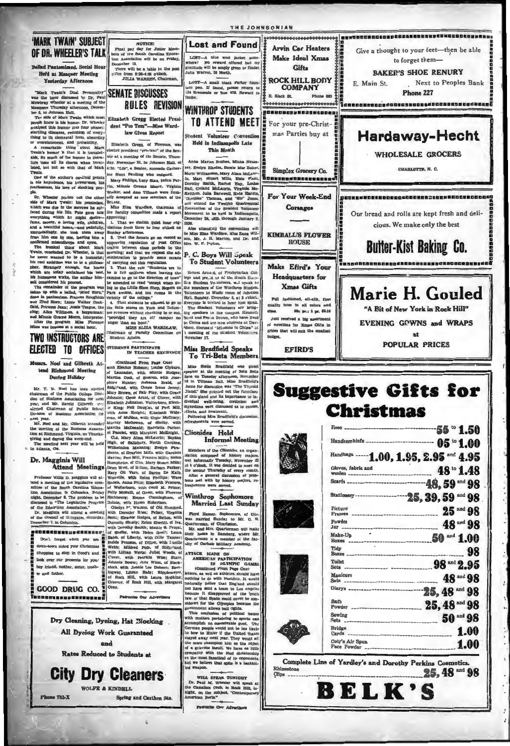# 'MARK TWAIN' SUBJECT OF DR. WHEELER'S TALK

**Ballad Pantomimed, Social Hour Held at Masquer Meeting Yesterday Afternoon**

"Mark Twain's Dual Personality" was the topic discussed by Dr. Paul Mowbray Wheeler at a meeting of the Masquers Thursday afternoon, December 6, in Johnson Hall.

The side of Mark Twain which most people know is his humor. Dr. Wheeler analyzed this humor into four phases: startling climaxes, reduction of everything to its elemental form, absurdity or overstatement, and probability.

A remarkable thing about Mark Twain's humor is that it is translatable. So much of the humor in literature loses all its charm when translated, but not so with that of Mark Twain.

One of the author's cardinal points is his impudence, his irreverence, his fearlessness, his love of shocking people.

Dr. Wheeler pointed out the other side of Mark Twain: his pessimism, which was due to the sorrows he suffered during his life. Fate gave him everything which he might desire—fame, money, a loving wife, children, and a beautiful home,—and painfully, excruciatingly, she took them away from him one by one, leaving him a confirmed misanthrope and cynic.

The ironical thing about Mark Twain, concluded Dr. Wheeler, is that he never wanted to be a humorist; his real ambition was to be a philosopher. Strangely enough, the books which are today acclaimed his best, his humorous works, the author himself considered his poorest.

The remainder of the program was taken up with a ballad, "Mind Horn," done in pantomime. Frances Houghton was Mind Horn; Lizzie Walker Cockfield, Princess Jean; Jessie Teague, the King; Alice Williman, a beggarman; and Minnie Greene Moore, interpreter.

After the program Miss Florence Mims was hostess at a social hour.

# TWO INSTRUCTORS ARE ELECTED TO OFFICES

**Messrs. Noel and Gilbreth Attend Richmond Meeting During Holiday**

Mr. T. W. Noel has been elected chairman of the Public College Division of Business Association for next year, and Mr. Harold Gilbreth was elected chairman of Public School Division of Business Association for next year.

Mr. Noel and Mr. Gilbreth attended the meeting of the Business Association at Richmond, Virginia, on Thanksgiving and during the week-end.

The meeting next year will be held in Atlanta, Ga.

## Dr. Magginis Will Attend Meetings

Professor Willis D. Magginis will attend a meeting of the legislative committee of the South Carolina Education Association in Columbia, Friday night, December 6. The problem to be discussed is "The Legislative Program of the Education Association."

Dr. Magginis will attend a meeting of the Council of Delegates, Saturday, December 7, in Columbia.

---

Don't forget when you are down-town doing your Christmas shopping to stop in Good's and look over our presents for your boy friend, mother, sister, brother and father.

**GOOD DRUG CO.**

---

**NOTICE!**

Final pay day for Junior Members of the South Carolina Education Association will be on Friday, December 13.

There will be a table in the post office from 8:30-4:30 o'clock.

JULIA WARREN, Chairman.

# SENATE DISCUSSES RULES REVISION

**Elizabeth Gregg Elected President "Pro Tem"—Miss Wardlaw Gives Report**

Elizabeth Gregg, of Florence, was elected president "pro-tem" of the Senate at a meeting of the Senate, Thursday, November 21, in Johnson Hall, at 4:30. "Lib", a Senior, succeeds Catherine Hunt Paulling who resigned.

Mary Phillips, Lucy Rau, Helen Furrin, Minnie Greene Moore, Virginia Walker, and Ann Tillman were formally accepted as new members of the Senate.

Miss Eliza Wardlaw, chairman of the faculty committee made a report approving:

1. That we abolish quiet hour regulations from three to four o'clock on Sunday afternoons.

2. That the Senate go on record as approving regulation of Post Office traffic between class periods in the morning; and that we request the administration to provide some means of carrying out this regulation.

3. That the rule "Students are to be in full uniform when leaving the campus to go in the direction of town" be amended to read "except when going to the Little Shoe Shop, Rogers on Park avenue, and tea rooms in the vicinity of the college."

4. That students be allowed to go to the little stores on York and Columbia avenues without checking in or out, "provided they are off campus no longer than an hour."

MISS ELIZA WARDLAW,
Chairman of Faculty Committee on Student Affairs.

## STUDENTS PARTICIPATE IN TEACHER EXCHANGE

(Continued From Page One)

with Eleanor Hobson; Louise Clyburn, of Lancaster, with Minnie Hodges; Martha Cook, of Easley, with Josephine Hunter; Rebecca Braid, of Ridgeland, with Grace Irene Jenny; Mary Brown, of Fair Play, with Grace Johnson; Gene Arant, of Clover, with Elizabeth Johnston, Walterboro, Eleanor King; Nell Douglas, of Fort Mill, with Anne Knight; Elizabeth Wideman, of Mullins, with Copie McCrary; Murray McGowan, of Shelby, with Martha McDonald; Harriette Parker, of Pacolet, with Margaret McKnight.

Cleo, Mary Alma McLaurin; Boyden High, of Salisbury, North Carolina, Wilhelmina Manning; Evelyn Fireheete, of Drayton Mills, with Caroline Martin; Fort Mill, Frances Mills; Helen Humphries, of Clio, Mary Stuart Mills; Dean West, of Belton, Barbara Parker; Mary Ott Varn, of Baron De Kalb, Westville, with Helen Phillips; Mare Shoals, Anna Pitts; Elizabeth Friersen, of Walterboro, with Cecil M. Prince; Polly McNeill, of Oreto, with Florence Richbourg; Emma Cunningham, of Belton, with Helen Robertson.

Gladys F. Watson, of Old Hundred, with Dorothy Ross; Pelzer, Virginia Scott; Eleanor Hodges, of Belton, with Gurnelle Shealy; Helen Sherrill, of Iva, with Dorothy Smith; Mattie G. Propst, of Shelby, with Helen Snell; Laura Babb, of Liberty, with Ollie Tanner; Sulda Pearson, of Dillon, with Lucille Webb; Mildred Polk, of Ridgeland, with Lillian Wertz; Juliet Woods, of Clover, with Patricia Wise; Starr, Johnnie Bowie; Jane Winn, of Blackstock, with Jeanie Lee Dobson; Henningway, Lillian Eady; Ripplemeyer, of Rock Hill, with Laura Hopkins; Greever, of Rock Hill, with Margaret Cone.

*Patronize Our Advertisers*

---

Dry Cleaning, Dyeing, Hat Blocking

All Dyeing Work Guaranteed

and

Rates Reduced to Students at

**City Dry Cleaners**

WOLFE & KINDELL

Phone 752-X — Spring and Cauthen Sts.

---

# Lost and Found

LOST—A blue wool jacket somewhere! No reward offered but my gratitude will be amply given to finder. Julia Warren, 26 North.

LOST—A small black Parker fountain pen. If found, please return to 124 Breazeale or Box 478. Reward to finder.

# WINTHROP STUDENTS TO ATTEND MEET

**Student Volunteer Convention Held in Indianapolis Late This Month**

Anna Marian Busbee, Minna Neusaer, Evelyn Rhodes, Bessie Mae Baker, Marie Williamson, Mary Alma McLaurin, Mary Stuart Mills, Elsie Planz, Dorothy Smith, Rachel Hay, Louise Hall, Cleland McLaurin, Virginia McKeithen, Julia Barnwell, Kate Hardin, "Dimples" Thomas, and "Sis" Jones, will attend the Twelfth Quadrennial Convention of the Student Volunteer Movement to be held in Indianapolis, December 28, 1935, through January 2, 1936.

Also attending the convention will be Miss Eliza Wardlaw, Miss Zana Wilson, Mr. J. H. Marion, and Dr. and Mrs. W. P. Peyton.

## P. C. Boys Will Speak To Student Volunteers

Ernest Arnold, of Presbyterian College and president of the South Carolina Student Volunteers, will speak to the members of the Winthrop Student Volunteers in Music room of Johnson Hall, Sunday, December 8, at 3 o'clock. Everyone is invited to hear him speak.

The Student Volunteers are bringing speakers to the campus. Kenneth Scott and Frank Brown, who have lived in China and are now students at Davidson, discussed "Missions in China" at a meeting of the Student Volunteers November 17.

## Miss Bradfield Speaks To Tri-Beta Members

Miss Stella Bradfield was guest speaker at the meeting of Beta Beta Beta on Tuesday afternoon, November 26 in Tillman Hall. Miss Bradfield's theme for discussion was "The Thyroid Gland." She pointed out the functions of this gland and its importance to individual well-being. Cretinism and myxedema were discussed as to causes, effects, and treatment.

Following Miss Bradfield's discussion, refreshments were served.

## Clionides Hold Informal Meeting

Members of the Clionides, an organization composed of history majors, met informally Tuesday, November 26 at 4 o'clock. It was decided to meet on the second Thursday of every month.

After a general discussion of problems met with by history majors, refreshments were served.

## Winthrop Sophomore Married Last Sunday

Floyd Ramer, Sophomore, of Clio, was married Sunday to Mr. O. H. Quarterman, of Charleston.

Mr. and Mrs. Quarterman will make their home in Bamberg, where Mr. Quarterman is a member of the faculty of Carlisle Military Academy.

## ATTACK MADE ON AMERICAN PARTICIPATION IN OLYMPIC GAMES

(Continued From Page One)

letters, as well as athletes, should have nothing to do with Nazidom. It would naturally follow that England should not have sent a team to Los Angeles because it disapproved of the lynch law, or that Spain could never be considered for the Olympics because the government allows bull fights.

This confusion of political issues with matters pertaining to sports can accomplish no conceivable good. The German people would not be less likely to bow to Hitler if the United States stayed away next year. They would all the more champion him as the object of a grievous insult. We have as little sympathy with the Nazi dictatorship as the most fanatical of its opponents, but we believe that spite is a backfiring weapon.

**WILL SPEAK TONIGHT**

Dr. Paul M. Wheeler will speak at the Canadian Club, in Rock Hill, tonight, on the subject, "Contemporary American Poets."

*Patronize Our Advertisers*

---

**Arvin Car Heaters Make Ideal Xmas Gifts**

ROCK HILL BODY COMPANY

E. Black St. — Phone 683

---

For your pre-Christmas Parties buy at

**Simplex Grocery Co.**

---

**For Your Week-End Corsages**

KIMBALL'S FLOWER HOUSE

---

**Make Efird's Your Headquarters for Xmas Gifts**

Full fashioned, all-silk, first quality hose in all colors and sizes. 59c pr.; 2 pr. $1.10

Just received a big assortment of novelties for Xmas Gifts in prices that will suit the smallest budget.

**EFIRD'S**

---

Give a thought to your feet—then be able to forget them—

**BAKER'S SHOE RENURY**

E. Main St. — Next to Peoples Bank

Phone 227

---

# Hardaway-Hecht

WHOLESALE GROCERS

CHARLOTTE, N. C.

---

Our bread and rolls are kept fresh and delicious. We make only the best

# Butter-Kist Baking Co.

---

# Marie H. Gouled

"A Bit of New York in Rock Hill"

EVENING GOWNS and WRAPS

at

POPULAR PRICES

---

# Suggestive Gifts for Christmas

| | |
|---|---|
| Hose | 55 to 1.50 |
| Handkerchiefs | 05 to 1.00 |
| Handbags | 1.00, 1.95, 2.95 and 4.95 |
| Gloves, fabric and woolen | 48 to 1.48 |
| Scarfs | 48, 59 and 98 |
| Stationery | 25, 39, 59 and 98 |
| Picture Frames | 25 and 98 |
| Powder Jar | 48 and 98 |
| Make-Up Boxes | 50 and 1.00 |
| Tidy Boxes | 98 |
| Toilet Sets | 98 and 2.95 |
| Manicure Sets | 48 and 98 |
| Diarys | 25, 48 and 98 |
| Bath Powder | 25, 48 and 98 |
| Sewing Sets | 50 and 98 |
| Bridge Cards | 1.00 |
| Coty's Air Spun Face Powder | 1.00 |

Complete Line of Yardley's and Dorothy Perkins Cosmetics.

Rhinestone Clips — 25, 48 and 98

# BELK'S